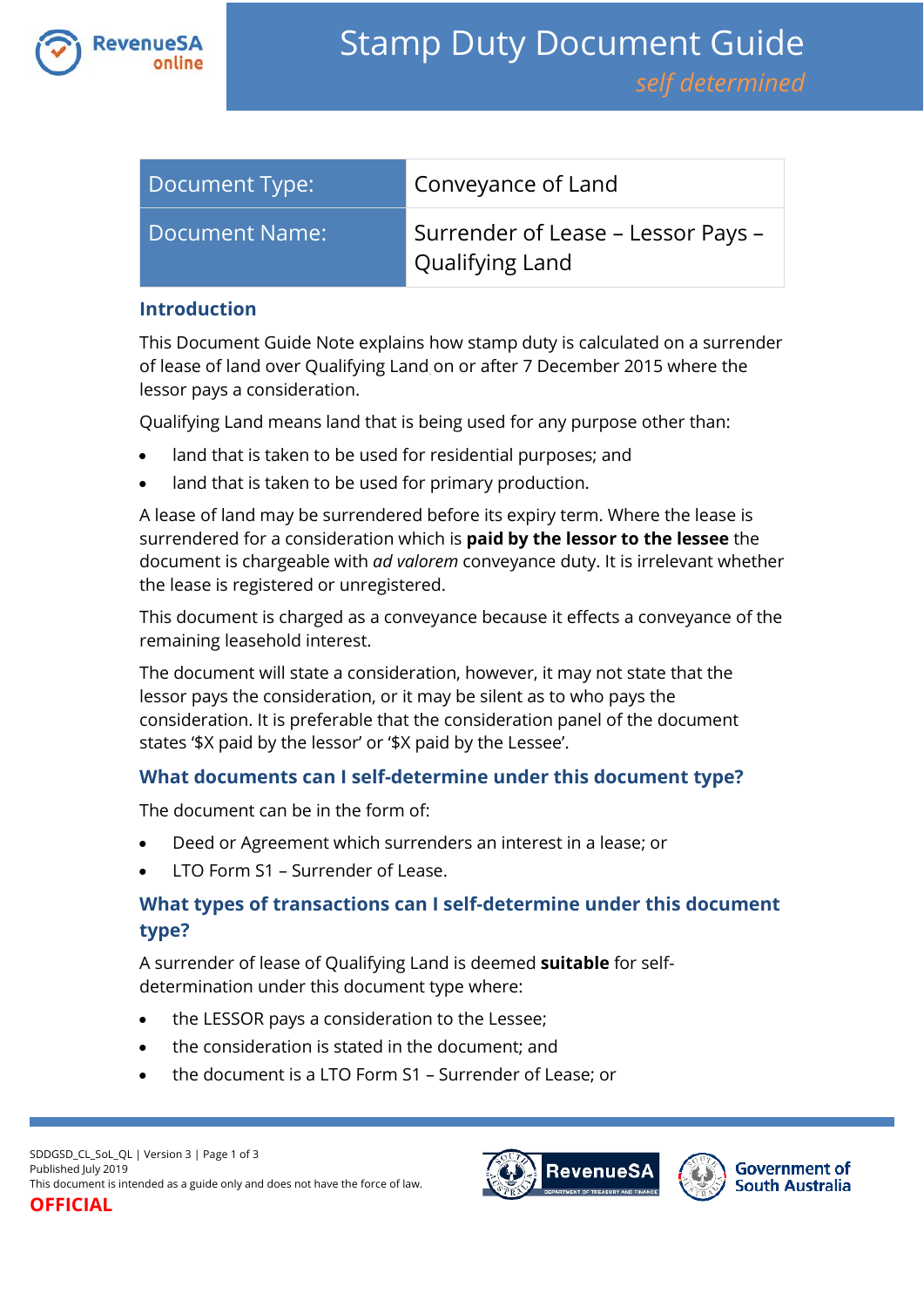# Stamp Duty Document Guide

*self determined*

| Document Type: | Conveyance of Land |
|---|---|
| Document Name: | Surrender of Lease – Lessor Pays – Qualifying Land |

## Introduction

This Document Guide Note explains how stamp duty is calculated on a surrender of lease of land over Qualifying Land on or after 7 December 2015 where the lessor pays a consideration.

Qualifying Land means land that is being used for any purpose other than:

- land that is taken to be used for residential purposes; and
- land that is taken to be used for primary production.

A lease of land may be surrendered before its expiry term. Where the lease is surrendered for a consideration which is **paid by the lessor to the lessee** the document is chargeable with *ad valorem* conveyance duty. It is irrelevant whether the lease is registered or unregistered.

This document is charged as a conveyance because it effects a conveyance of the remaining leasehold interest.

The document will state a consideration, however, it may not state that the lessor pays the consideration, or it may be silent as to who pays the consideration. It is preferable that the consideration panel of the document states '$X paid by the lessor' or '$X paid by the Lessee'.

## What documents can I self-determine under this document type?

The document can be in the form of:

- Deed or Agreement which surrenders an interest in a lease; or
- LTO Form S1 – Surrender of Lease.

## What types of transactions can I self-determine under this document type?

A surrender of lease of Qualifying Land is deemed **suitable** for self-determination under this document type where:

- the LESSOR pays a consideration to the Lessee;
- the consideration is stated in the document; and
- the document is a LTO Form S1 – Surrender of Lease; or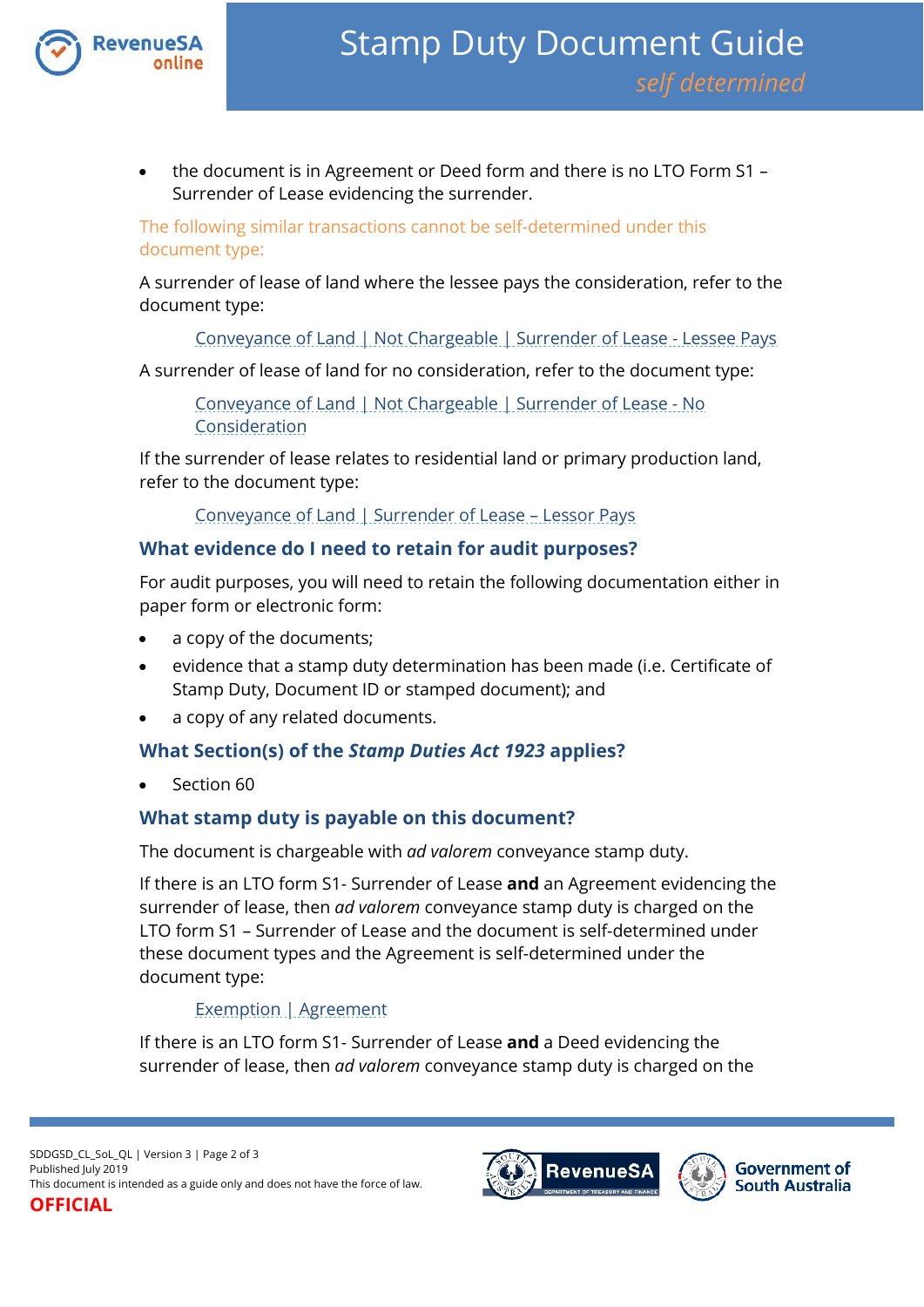- the document is in Agreement or Deed form and there is no LTO Form S1 – Surrender of Lease evidencing the surrender.

The following similar transactions cannot be self-determined under this document type:

A surrender of lease of land where the lessee pays the consideration, refer to the document type:

Conveyance of Land | Not Chargeable | Surrender of Lease - Lessee Pays

A surrender of lease of land for no consideration, refer to the document type:

Conveyance of Land | Not Chargeable | Surrender of Lease - No Consideration

If the surrender of lease relates to residential land or primary production land, refer to the document type:

Conveyance of Land | Surrender of Lease – Lessor Pays

## What evidence do I need to retain for audit purposes?

For audit purposes, you will need to retain the following documentation either in paper form or electronic form:

- a copy of the documents;
- evidence that a stamp duty determination has been made (i.e. Certificate of Stamp Duty, Document ID or stamped document); and
- a copy of any related documents.

## What Section(s) of the *Stamp Duties Act 1923* applies?

- Section 60

## What stamp duty is payable on this document?

The document is chargeable with *ad valorem* conveyance stamp duty.

If there is an LTO form S1- Surrender of Lease **and** an Agreement evidencing the surrender of lease, then *ad valorem* conveyance stamp duty is charged on the LTO form S1 – Surrender of Lease and the document is self-determined under these document types and the Agreement is self-determined under the document type:

Exemption | Agreement

If there is an LTO form S1- Surrender of Lease **and** a Deed evidencing the surrender of lease, then *ad valorem* conveyance stamp duty is charged on the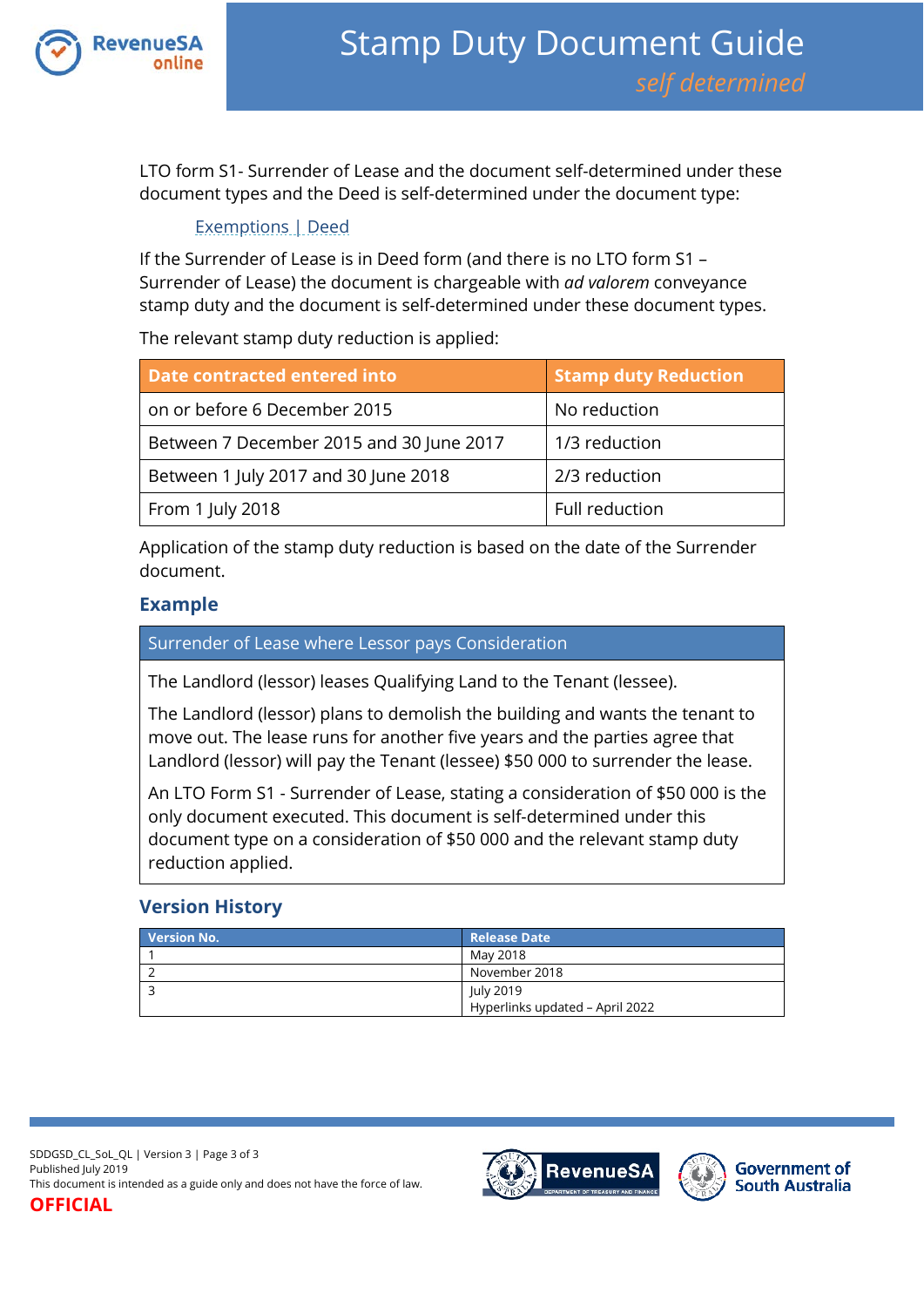LTO form S1- Surrender of Lease and the document self-determined under these document types and the Deed is self-determined under the document type:

Exemptions | Deed

If the Surrender of Lease is in Deed form (and there is no LTO form S1 – Surrender of Lease) the document is chargeable with *ad valorem* conveyance stamp duty and the document is self-determined under these document types.

The relevant stamp duty reduction is applied:

| Date contracted entered into | Stamp duty Reduction |
|---|---|
| on or before 6 December 2015 | No reduction |
| Between 7 December 2015 and 30 June 2017 | 1/3 reduction |
| Between 1 July 2017 and 30 June 2018 | 2/3 reduction |
| From 1 July 2018 | Full reduction |

Application of the stamp duty reduction is based on the date of the Surrender document.

## Example

**Surrender of Lease where Lessor pays Consideration**

The Landlord (lessor) leases Qualifying Land to the Tenant (lessee).

The Landlord (lessor) plans to demolish the building and wants the tenant to move out. The lease runs for another five years and the parties agree that Landlord (lessor) will pay the Tenant (lessee) $50 000 to surrender the lease.

An LTO Form S1 - Surrender of Lease, stating a consideration of $50 000 is the only document executed. This document is self-determined under this document type on a consideration of $50 000 and the relevant stamp duty reduction applied.

## Version History

| Version No. | Release Date |
|---|---|
| 1 | May 2018 |
| 2 | November 2018 |
| 3 | July 2019<br>Hyperlinks updated – April 2022 |

SDDGSD_CL_SoL_QL | Version 3 | Page 3 of 3
Published July 2019
This document is intended as a guide only and does not have the force of law.
OFFICIAL